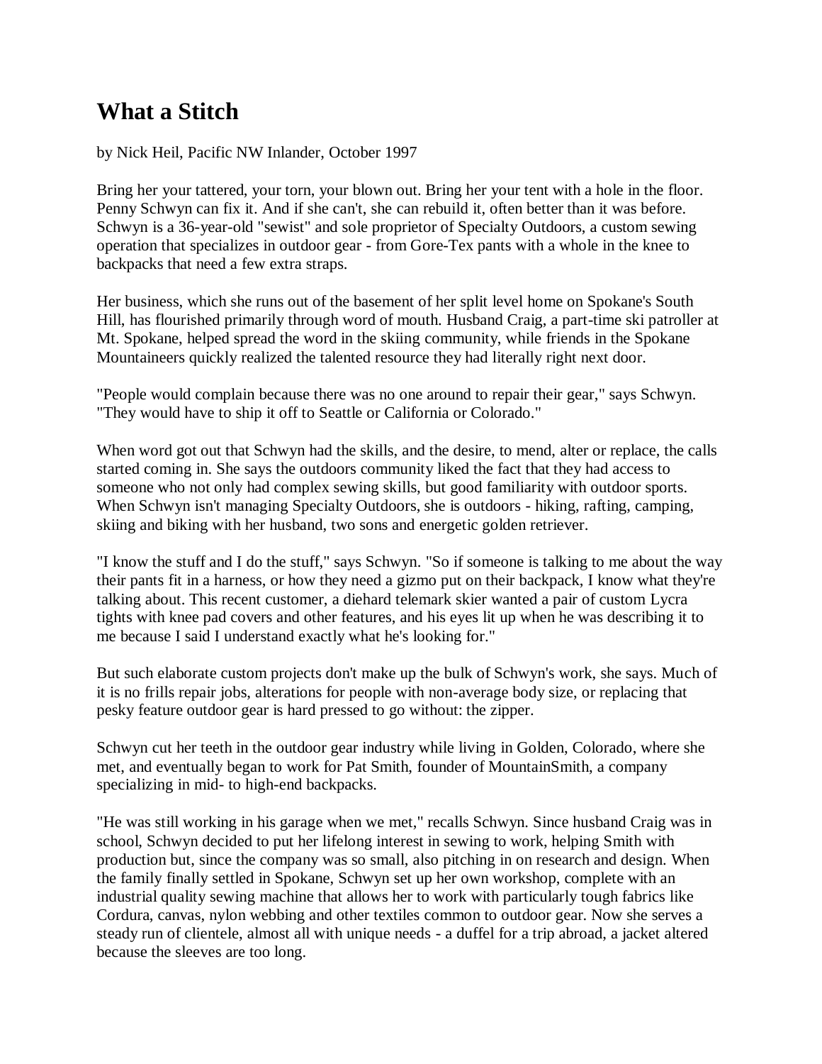# What a Stitch

by Nick Heil, Pacific NW Inlander, October 1997

Bring her your tattered, your torn, your blown out. Bring her your tent with a hole in the floor. Penny Schwyn can fix it. And if she can't, she can rebuild it, often better than it was before. Schwyn is a 36-year-old "sewist" and sole proprietor of Specialty Outdoors, a custom sewing operation that specializes in outdoor gear - from Gore-Tex pants with a whole in the knee to backpacks that need a few extra straps.

Her business, which she runs out of the basement of her split level home on Spokane's South Hill, has flourished primarily through word of mouth. Husband Craig, a part-time ski patroller at Mt. Spokane, helped spread the word in the skiing community, while friends in the Spokane Mountaineers quickly realized the talented resource they had literally right next door.

"People would complain because there was no one around to repair their gear," says Schwyn. "They would have to ship it off to Seattle or California or Colorado."

When word got out that Schwyn had the skills, and the desire, to mend, alter or replace, the calls started coming in. She says the outdoors community liked the fact that they had access to someone who not only had complex sewing skills, but good familiarity with outdoor sports. When Schwyn isn't managing Specialty Outdoors, she is outdoors - hiking, rafting, camping, skiing and biking with her husband, two sons and energetic golden retriever.

"I know the stuff and I do the stuff," says Schwyn. "So if someone is talking to me about the way their pants fit in a harness, or how they need a gizmo put on their backpack, I know what they're talking about. This recent customer, a diehard telemark skier wanted a pair of custom Lycra tights with knee pad covers and other features, and his eyes lit up when he was describing it to me because I said I understand exactly what he's looking for."

But such elaborate custom projects don't make up the bulk of Schwyn's work, she says. Much of it is no frills repair jobs, alterations for people with non-average body size, or replacing that pesky feature outdoor gear is hard pressed to go without: the zipper.

Schwyn cut her teeth in the outdoor gear industry while living in Golden, Colorado, where she met, and eventually began to work for Pat Smith, founder of MountainSmith, a company specializing in mid- to high-end backpacks.

"He was still working in his garage when we met," recalls Schwyn. Since husband Craig was in school, Schwyn decided to put her lifelong interest in sewing to work, helping Smith with production but, since the company was so small, also pitching in on research and design. When the family finally settled in Spokane, Schwyn set up her own workshop, complete with an industrial quality sewing machine that allows her to work with particularly tough fabrics like Cordura, canvas, nylon webbing and other textiles common to outdoor gear. Now she serves a steady run of clientele, almost all with unique needs - a duffel for a trip abroad, a jacket altered because the sleeves are too long.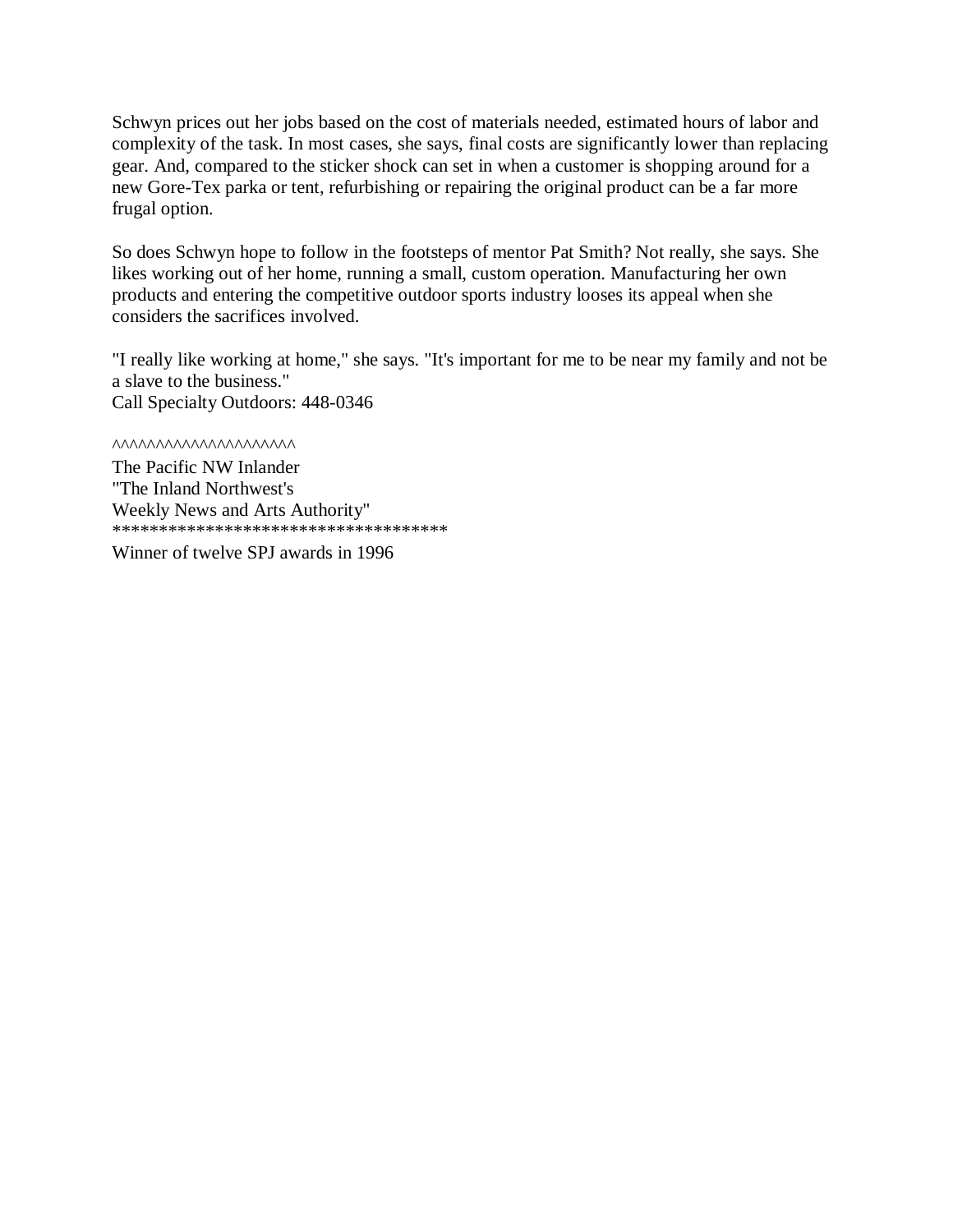Schwyn prices out her jobs based on the cost of materials needed, estimated hours of labor and complexity of the task. In most cases, she says, final costs are significantly lower than replacing gear. And, compared to the sticker shock can set in when a customer is shopping around for a new Gore-Tex parka or tent, refurbishing or repairing the original product can be a far more frugal option.

So does Schwyn hope to follow in the footsteps of mentor Pat Smith? Not really, she says. She likes working out of her home, running a small, custom operation. Manufacturing her own products and entering the competitive outdoor sports industry looses its appeal when she considers the sacrifices involved.

"I really like working at home," she says. "It's important for me to be near my family and not be a slave to the business."
Call Specialty Outdoors: 448-0346

^^^^^^^^^^^^^^^^^^^^^^
The Pacific NW Inlander
"The Inland Northwest's
Weekly News and Arts Authority"
************************************
Winner of twelve SPJ awards in 1996